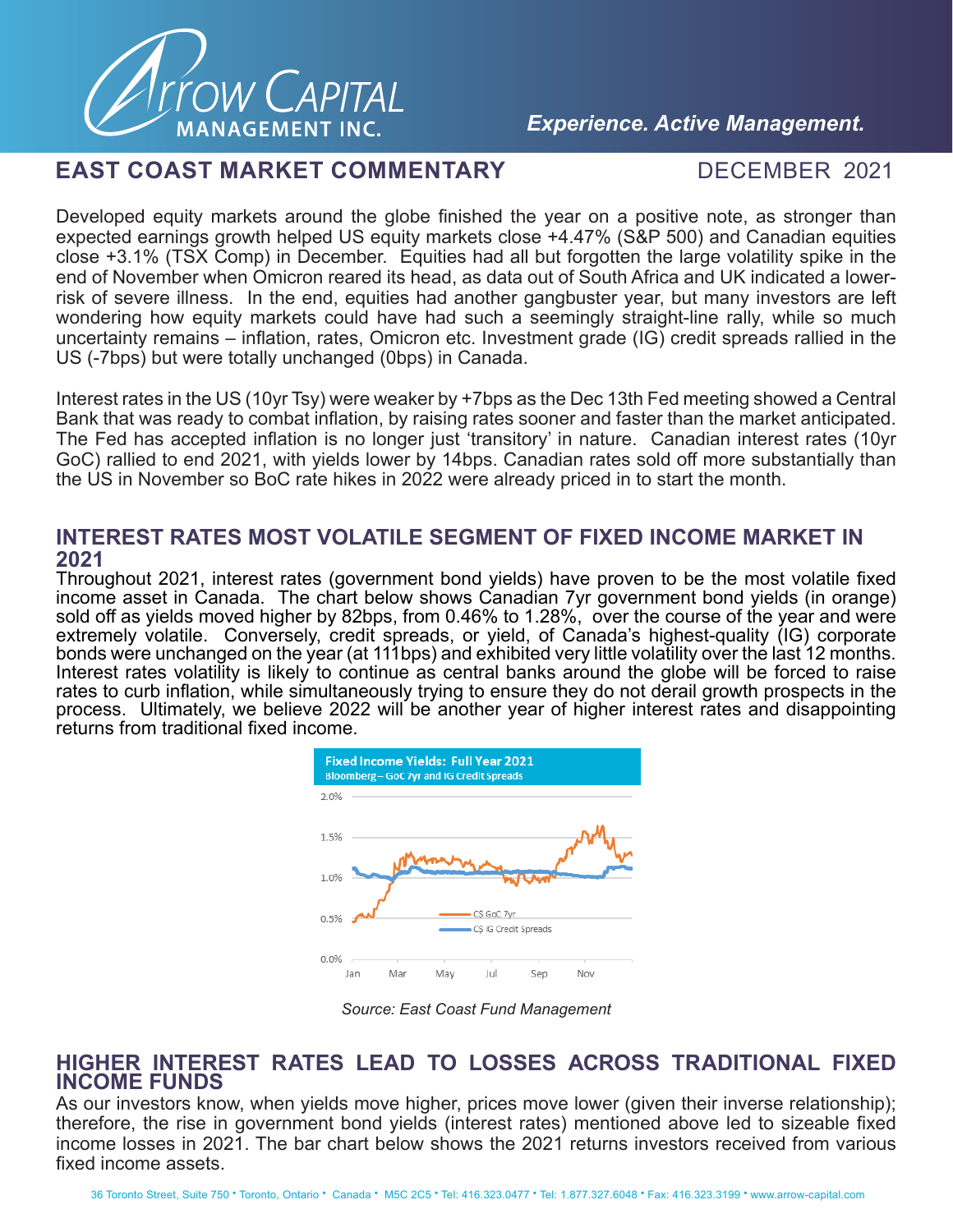# EAST COAST MARKET COMMENTARY

DECEMBER 2021

Developed equity markets around the globe finished the year on a positive note, as stronger than expected earnings growth helped US equity markets close +4.47% (S&P 500) and Canadian equities close +3.1% (TSX Comp) in December. Equities had all but forgotten the large volatility spike in the end of November when Omicron reared its head, as data out of South Africa and UK indicated a lower-risk of severe illness. In the end, equities had another gangbuster year, but many investors are left wondering how equity markets could have had such a seemingly straight-line rally, while so much uncertainty remains – inflation, rates, Omicron etc. Investment grade (IG) credit spreads rallied in the US (-7bps) but were totally unchanged (0bps) in Canada.

Interest rates in the US (10yr Tsy) were weaker by +7bps as the Dec 13th Fed meeting showed a Central Bank that was ready to combat inflation, by raising rates sooner and faster than the market anticipated. The Fed has accepted inflation is no longer just 'transitory' in nature. Canadian interest rates (10yr GoC) rallied to end 2021, with yields lower by 14bps. Canadian rates sold off more substantially than the US in November so BoC rate hikes in 2022 were already priced in to start the month.

## INTEREST RATES MOST VOLATILE SEGMENT OF FIXED INCOME MARKET IN 2021

Throughout 2021, interest rates (government bond yields) have proven to be the most volatile fixed income asset in Canada. The chart below shows Canadian 7yr government bond yields (in orange) sold off as yields moved higher by 82bps, from 0.46% to 1.28%, over the course of the year and were extremely volatile. Conversely, credit spreads, or yield, of Canada's highest-quality (IG) corporate bonds were unchanged on the year (at 111bps) and exhibited very little volatility over the last 12 months. Interest rates volatility is likely to continue as central banks around the globe will be forced to raise rates to curb inflation, while simultaneously trying to ensure they do not derail growth prospects in the process. Ultimately, we believe 2022 will be another year of higher interest rates and disappointing returns from traditional fixed income.

**Fixed Income Yields: Full Year 2021**
Bloomberg – GoC 7yr and IG Credit Spreads

*Source: East Coast Fund Management*

## HIGHER INTEREST RATES LEAD TO LOSSES ACROSS TRADITIONAL FIXED INCOME FUNDS

As our investors know, when yields move higher, prices move lower (given their inverse relationship); therefore, the rise in government bond yields (interest rates) mentioned above led to sizeable fixed income losses in 2021. The bar chart below shows the 2021 returns investors received from various fixed income assets.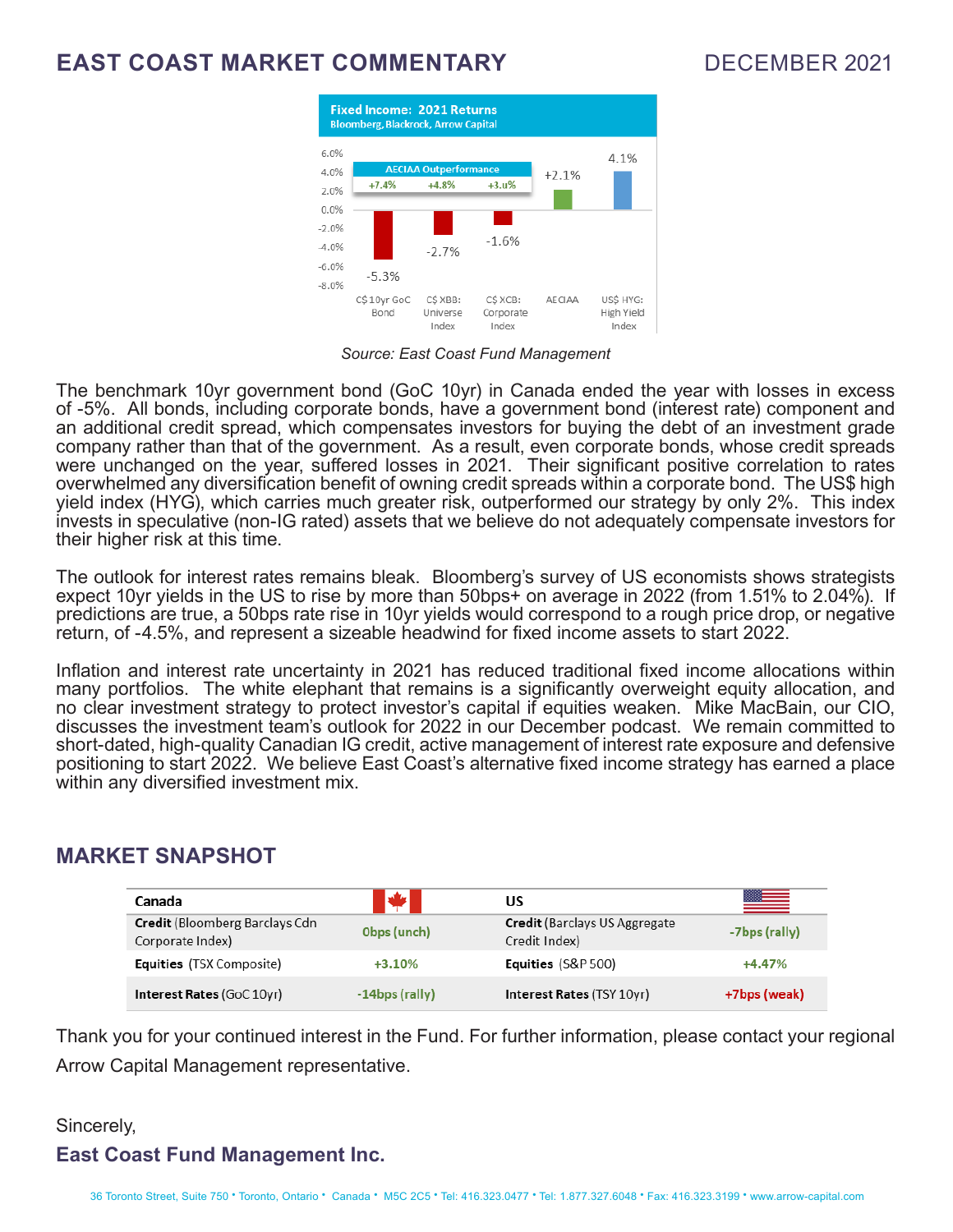## EAST COAST MARKET COMMENTARY

DECEMBER 2021

**Fixed Income: 2021 Returns**
Bloomberg, Blackrock, Arrow Capital

| | C$ 10yr GoC Bond | C$ XBB: Universe Index | C$ XCB: Corporate Index | AECIAA | US$ HYG: High Yield Index |
|---|---|---|---|---|---|
| Return | -5.3% | -2.7% | -1.6% | +2.1% | 4.1% |
| AECIAA Outperformance | +7.4% | +4.8% | +3.u% | | |

*Source: East Coast Fund Management*

The benchmark 10yr government bond (GoC 10yr) in Canada ended the year with losses in excess of -5%. All bonds, including corporate bonds, have a government bond (interest rate) component and an additional credit spread, which compensates investors for buying the debt of an investment grade company rather than that of the government. As a result, even corporate bonds, whose credit spreads were unchanged on the year, suffered losses in 2021. Their significant positive correlation to rates overwhelmed any diversification benefit of owning credit spreads within a corporate bond. The US$ high yield index (HYG), which carries much greater risk, outperformed our strategy by only 2%. This index invests in speculative (non-IG rated) assets that we believe do not adequately compensate investors for their higher risk at this time.

The outlook for interest rates remains bleak. Bloomberg's survey of US economists shows strategists expect 10yr yields in the US to rise by more than 50bps+ on average in 2022 (from 1.51% to 2.04%). If predictions are true, a 50bps rate rise in 10yr yields would correspond to a rough price drop, or negative return, of -4.5%, and represent a sizeable headwind for fixed income assets to start 2022.

Inflation and interest rate uncertainty in 2021 has reduced traditional fixed income allocations within many portfolios. The white elephant that remains is a significantly overweight equity allocation, and no clear investment strategy to protect investor's capital if equities weaken. Mike MacBain, our CIO, discusses the investment team's outlook for 2022 in our December podcast. We remain committed to short-dated, high-quality Canadian IG credit, active management of interest rate exposure and defensive positioning to start 2022. We believe East Coast's alternative fixed income strategy has earned a place within any diversified investment mix.

## MARKET SNAPSHOT

| Canada | | US | |
|---|---|---|---|
| **Credit** (Bloomberg Barclays Cdn Corporate Index) | 0bps (unch) | **Credit** (Barclays US Aggregate Credit Index) | -7bps (rally) |
| **Equities** (TSX Composite) | +3.10% | **Equities** (S&P 500) | +4.47% |
| **Interest Rates** (GoC 10yr) | -14bps (rally) | **Interest Rates** (TSY 10yr) | +7bps (weak) |

Thank you for your continued interest in the Fund. For further information, please contact your regional Arrow Capital Management representative.

Sincerely,

**East Coast Fund Management Inc.**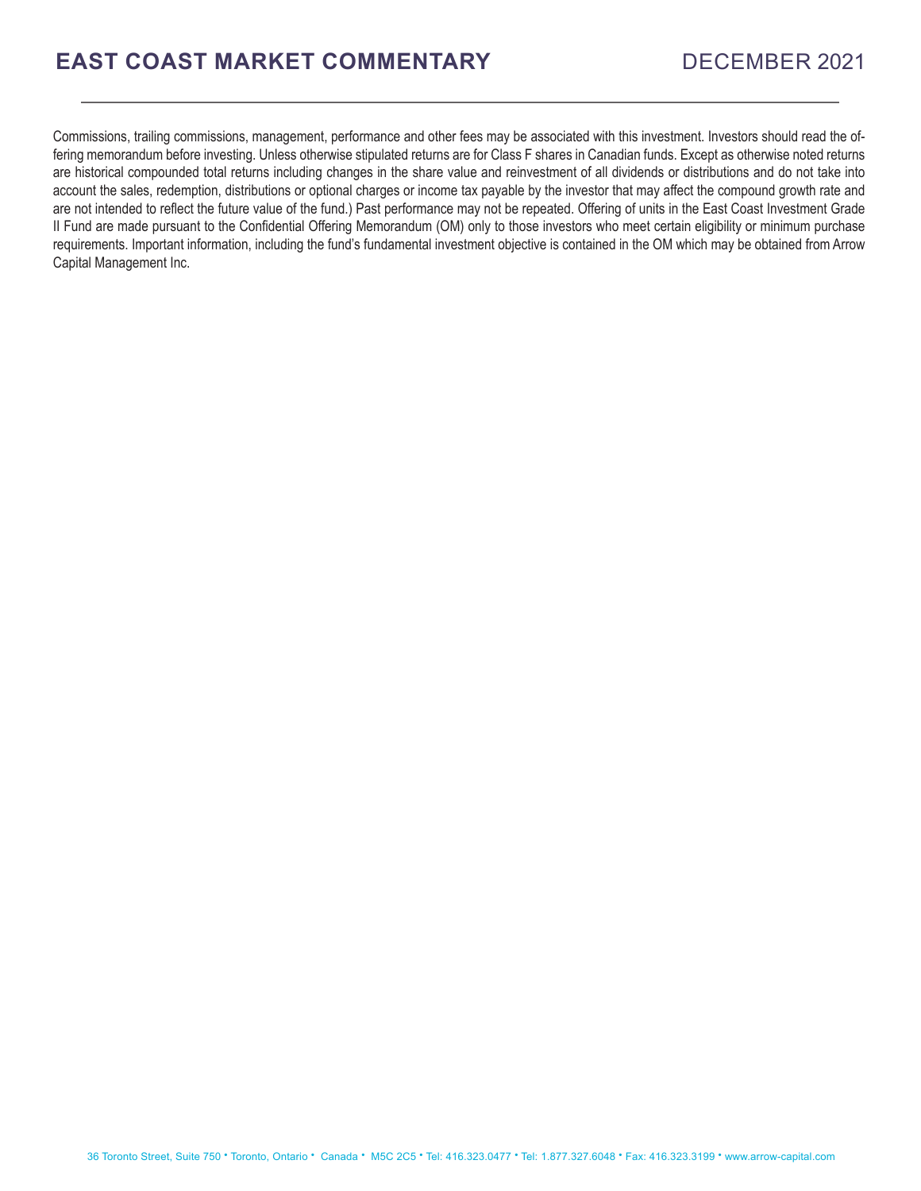Commissions, trailing commissions, management, performance and other fees may be associated with this investment. Investors should read the offering memorandum before investing. Unless otherwise stipulated returns are for Class F shares in Canadian funds. Except as otherwise noted returns are historical compounded total returns including changes in the share value and reinvestment of all dividends or distributions and do not take into account the sales, redemption, distributions or optional charges or income tax payable by the investor that may affect the compound growth rate and are not intended to reflect the future value of the fund.) Past performance may not be repeated. Offering of units in the East Coast Investment Grade II Fund are made pursuant to the Confidential Offering Memorandum (OM) only to those investors who meet certain eligibility or minimum purchase requirements. Important information, including the fund's fundamental investment objective is contained in the OM which may be obtained from Arrow Capital Management Inc.